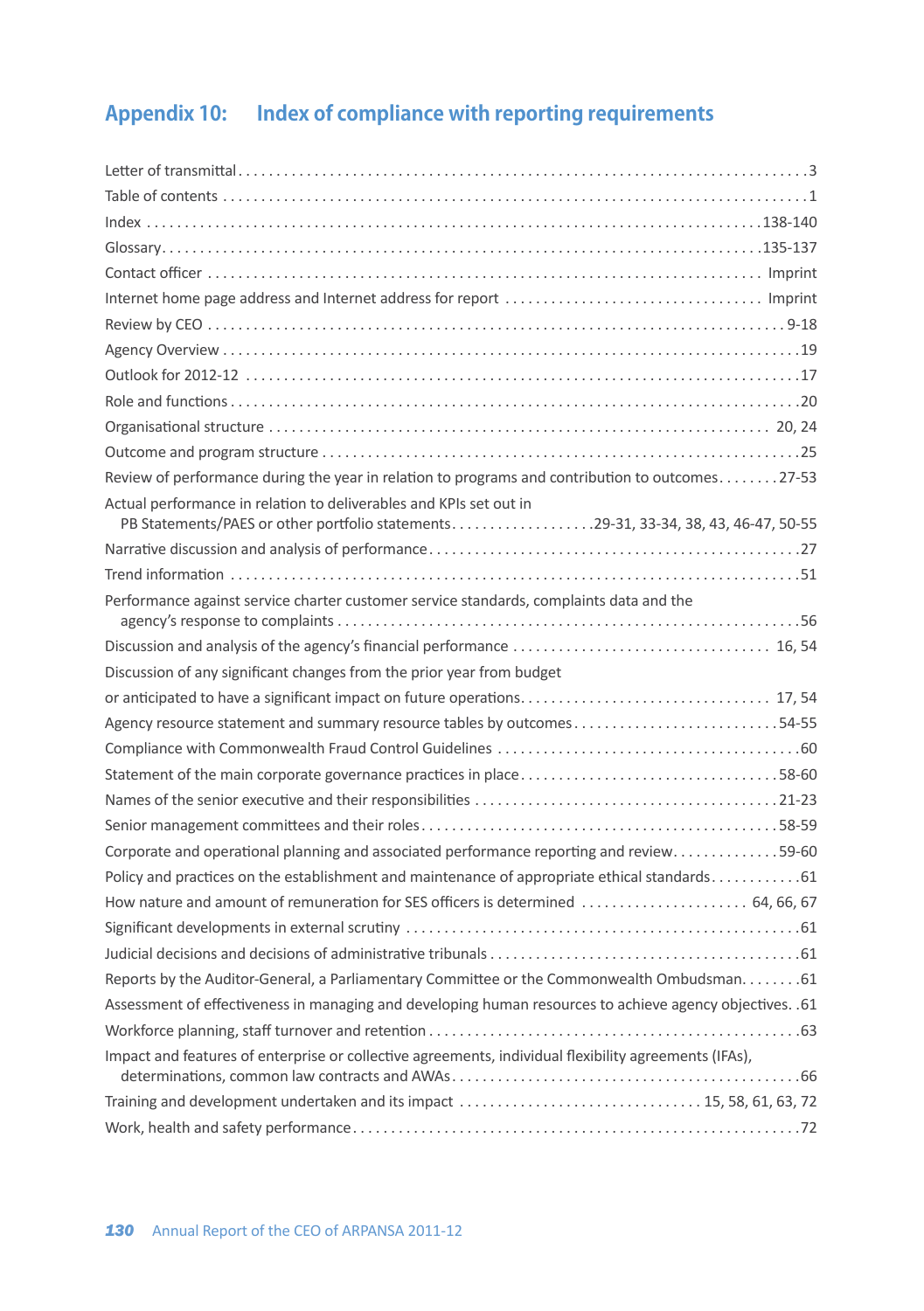## Appendix 10: Index of compliance with reporting requirements

| Requirement | Page |
|---|---|
| Letter of transmittal | 3 |
| Table of contents | 1 |
| Index | 138-140 |
| Glossary | 135-137 |
| Contact officer | Imprint |
| Internet home page address and Internet address for report | Imprint |
| Review by CEO | 9-18 |
| Agency Overview | 19 |
| Outlook for 2012-12 | 17 |
| Role and functions | 20 |
| Organisational structure | 20, 24 |
| Outcome and program structure | 25 |
| Review of performance during the year in relation to programs and contribution to outcomes | 27-53 |
| Actual performance in relation to deliverables and KPIs set out in PB Statements/PAES or other portfolio statements | 29-31, 33-34, 38, 43, 46-47, 50-55 |
| Narrative discussion and analysis of performance | 27 |
| Trend information | 51 |
| Performance against service charter customer service standards, complaints data and the agency's response to complaints | 56 |
| Discussion and analysis of the agency's financial performance | 16, 54 |
| Discussion of any significant changes from the prior year from budget or anticipated to have a significant impact on future operations | 17, 54 |
| Agency resource statement and summary resource tables by outcomes | 54-55 |
| Compliance with Commonwealth Fraud Control Guidelines | 60 |
| Statement of the main corporate governance practices in place | 58-60 |
| Names of the senior executive and their responsibilities | 21-23 |
| Senior management committees and their roles | 58-59 |
| Corporate and operational planning and associated performance reporting and review | 59-60 |
| Policy and practices on the establishment and maintenance of appropriate ethical standards | 61 |
| How nature and amount of remuneration for SES officers is determined | 64, 66, 67 |
| Significant developments in external scrutiny | 61 |
| Judicial decisions and decisions of administrative tribunals | 61 |
| Reports by the Auditor-General, a Parliamentary Committee or the Commonwealth Ombudsman | 61 |
| Assessment of effectiveness in managing and developing human resources to achieve agency objectives | 61 |
| Workforce planning, staff turnover and retention | 63 |
| Impact and features of enterprise or collective agreements, individual flexibility agreements (IFAs), determinations, common law contracts and AWAs | 66 |
| Training and development undertaken and its impact | 15, 58, 61, 63, 72 |
| Work, health and safety performance | 72 |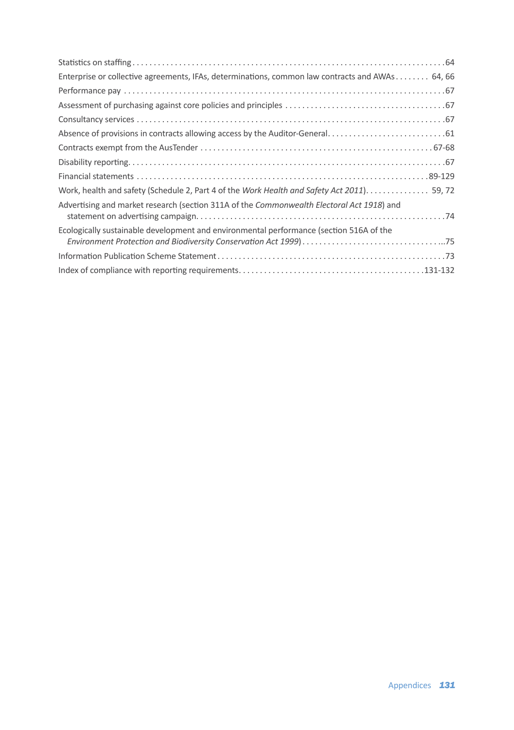Statistics on staffing . . . . . . . . . . . . . . . . . . . . . . . . . . . . . . . . . . . . . . . . . . . . . . . . . . . . . . . . . . . . . . . . . . . . . . . . . . . 64

Enterprise or collective agreements, IFAs, determinations, common law contracts and AWAs . . . . . . . . 64, 66

Performance pay . . . . . . . . . . . . . . . . . . . . . . . . . . . . . . . . . . . . . . . . . . . . . . . . . . . . . . . . . . . . . . . . . . . . . . . . . . . 67

Assessment of purchasing against core policies and principles . . . . . . . . . . . . . . . . . . . . . . . . . . . . . . . . . . . . . 67

Consultancy services . . . . . . . . . . . . . . . . . . . . . . . . . . . . . . . . . . . . . . . . . . . . . . . . . . . . . . . . . . . . . . . . . . . . . . . . 67

Absence of provisions in contracts allowing access by the Auditor-General. . . . . . . . . . . . . . . . . . . . . . . . . . . . 61

Contracts exempt from the AusTender . . . . . . . . . . . . . . . . . . . . . . . . . . . . . . . . . . . . . . . . . . . . . . . . . . . . . . . 67-68

Disability reporting. . . . . . . . . . . . . . . . . . . . . . . . . . . . . . . . . . . . . . . . . . . . . . . . . . . . . . . . . . . . . . . . . . . . . . . . . . 67

Financial statements . . . . . . . . . . . . . . . . . . . . . . . . . . . . . . . . . . . . . . . . . . . . . . . . . . . . . . . . . . . . . . . . . . . . . 89-129

Work, health and safety (Schedule 2, Part 4 of the *Work Health and Safety Act 2011*). . . . . . . . . . . . . . . 59, 72

Advertising and market research (section 311A of the *Commonwealth Electoral Act 1918*) and statement on advertising campaign. . . . . . . . . . . . . . . . . . . . . . . . . . . . . . . . . . . . . . . . . . . . . . . . . . . . . . . . . . . . 74

Ecologically sustainable development and environmental performance (section 516A of the *Environment Protection and Biodiversity Conservation Act 1999*) . . . . . . . . . . . . . . . . . . . . . . . . . . . . . . . . . ..75

Information Publication Scheme Statement . . . . . . . . . . . . . . . . . . . . . . . . . . . . . . . . . . . . . . . . . . . . . . . . . . . . . 73

Index of compliance with reporting requirements. . . . . . . . . . . . . . . . . . . . . . . . . . . . . . . . . . . . . . . . . . . 131-132